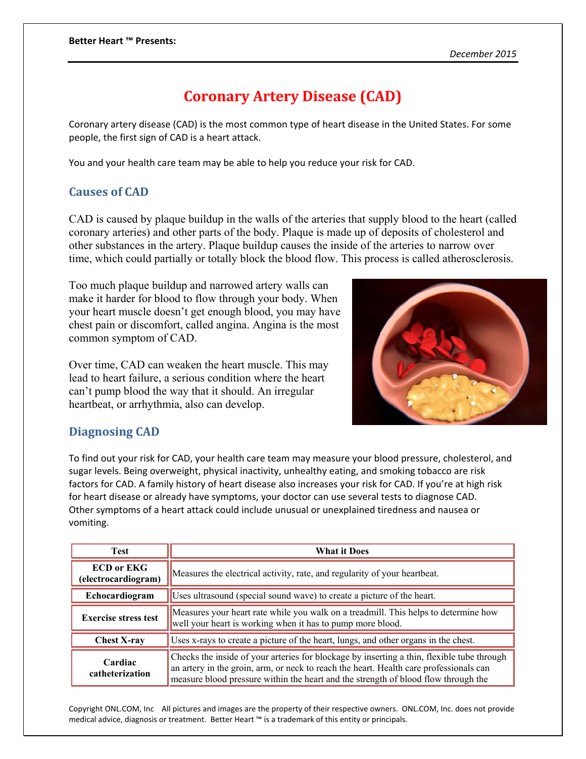Better Heart ™ Presents:

*December 2015*

# Coronary Artery Disease (CAD)

Coronary artery disease (CAD) is the most common type of heart disease in the United States. For some people, the first sign of CAD is a heart attack.

You and your health care team may be able to help you reduce your risk for CAD.

## Causes of CAD

CAD is caused by plaque buildup in the walls of the arteries that supply blood to the heart (called coronary arteries) and other parts of the body. Plaque is made up of deposits of cholesterol and other substances in the artery. Plaque buildup causes the inside of the arteries to narrow over time, which could partially or totally block the blood flow. This process is called atherosclerosis.

Too much plaque buildup and narrowed artery walls can make it harder for blood to flow through your body. When your heart muscle doesn't get enough blood, you may have chest pain or discomfort, called angina. Angina is the most common symptom of CAD.

Over time, CAD can weaken the heart muscle. This may lead to heart failure, a serious condition where the heart can't pump blood the way that it should. An irregular heartbeat, or arrhythmia, also can develop.

## Diagnosing CAD

To find out your risk for CAD, your health care team may measure your blood pressure, cholesterol, and sugar levels. Being overweight, physical inactivity, unhealthy eating, and smoking tobacco are risk factors for CAD. A family history of heart disease also increases your risk for CAD. If you're at high risk for heart disease or already have symptoms, your doctor can use several tests to diagnose CAD. Other symptoms of a heart attack could include unusual or unexplained tiredness and nausea or vomiting.

| Test | What it Does |
| --- | --- |
| **ECD or EKG (electrocardiogram)** | Measures the electrical activity, rate, and regularity of your heartbeat. |
| **Echocardiogram** | Uses ultrasound (special sound wave) to create a picture of the heart. |
| **Exercise stress test** | Measures your heart rate while you walk on a treadmill. This helps to determine how well your heart is working when it has to pump more blood. |
| **Chest X-ray** | Uses x-rays to create a picture of the heart, lungs, and other organs in the chest. |
| **Cardiac catheterization** | Checks the inside of your arteries for blockage by inserting a thin, flexible tube through an artery in the groin, arm, or neck to reach the heart. Health care professionals can measure blood pressure within the heart and the strength of blood flow through the |

Copyright ONL.COM, Inc All pictures and images are the property of their respective owners. ONL.COM, Inc. does not provide medical advice, diagnosis or treatment. Better Heart ™ is a trademark of this entity or principals.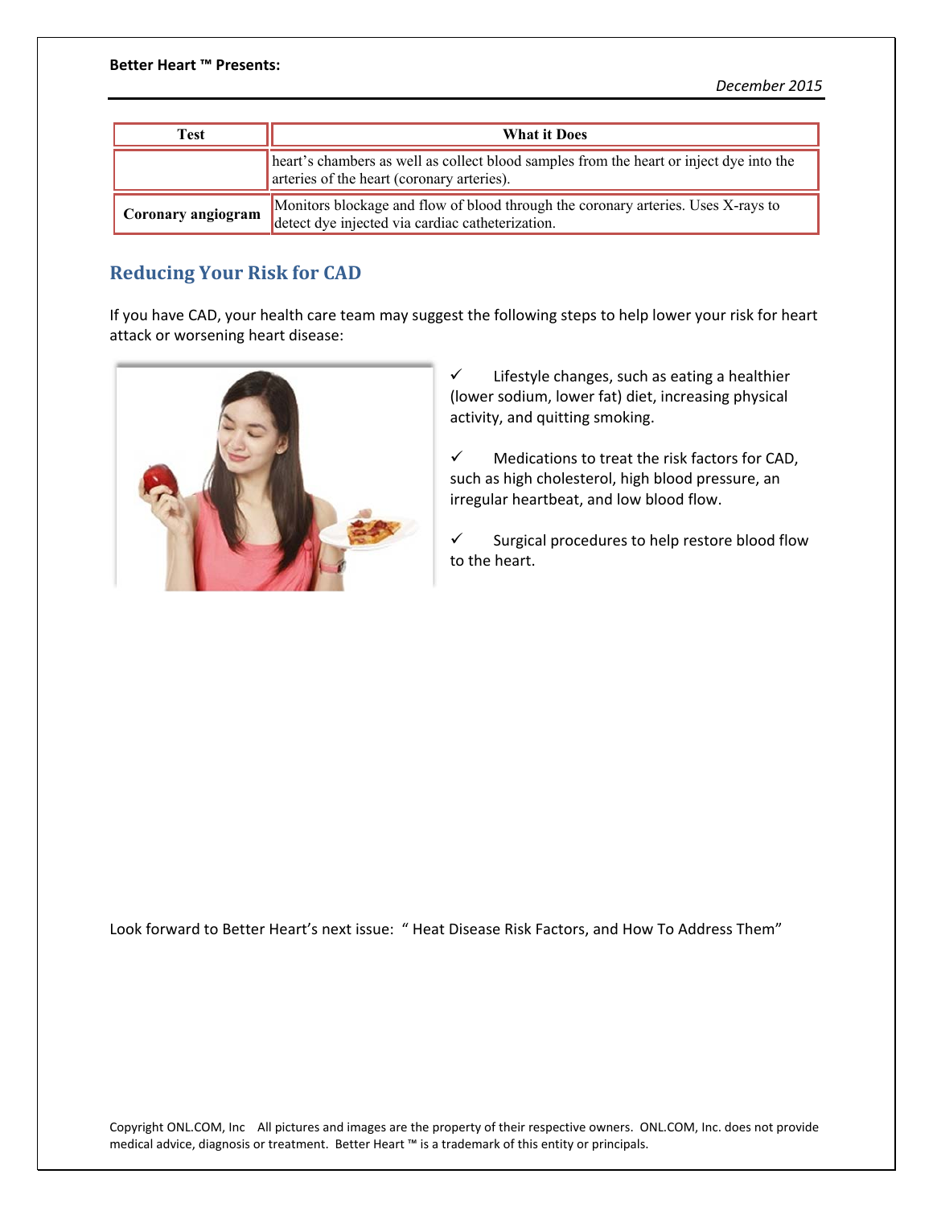| Test | What it Does |
| --- | --- |
| | heart's chambers as well as collect blood samples from the heart or inject dye into the arteries of the heart (coronary arteries). |
| **Coronary angiogram** | Monitors blockage and flow of blood through the coronary arteries. Uses X-rays to detect dye injected via cardiac catheterization. |

## Reducing Your Risk for CAD

If you have CAD, your health care team may suggest the following steps to help lower your risk for heart attack or worsening heart disease:

- ✓ Lifestyle changes, such as eating a healthier (lower sodium, lower fat) diet, increasing physical activity, and quitting smoking.
- ✓ Medications to treat the risk factors for CAD, such as high cholesterol, high blood pressure, an irregular heartbeat, and low blood flow.
- ✓ Surgical procedures to help restore blood flow to the heart.

Look forward to Better Heart's next issue: " Heat Disease Risk Factors, and How To Address Them"

Copyright ONL.COM, Inc All pictures and images are the property of their respective owners. ONL.COM, Inc. does not provide medical advice, diagnosis or treatment. Better Heart ™ is a trademark of this entity or principals.